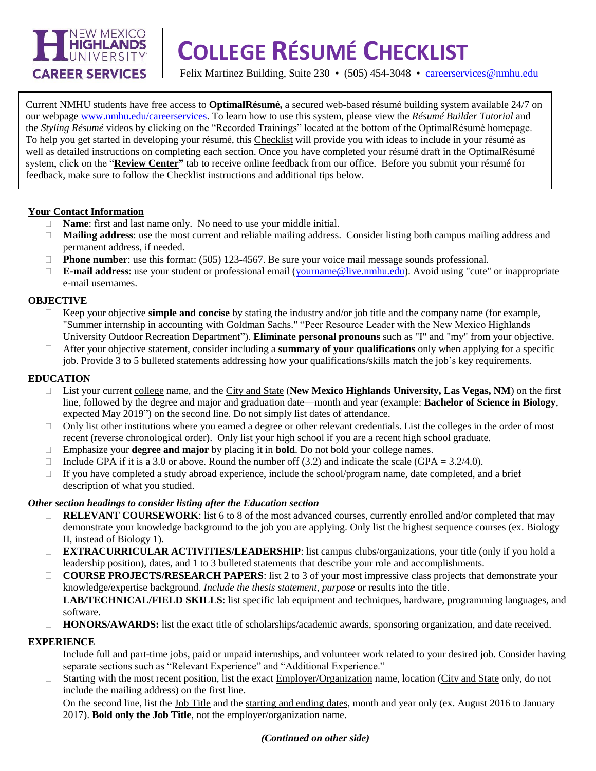NEW MEXICO HIGHLANDS UNIVERSITY
CAREER SERVICES

# COLLEGE RÉSUMÉ CHECKLIST

Felix Martinez Building, Suite 230 • (505) 454-3048 • careerservices@nmhu.edu

Current NMHU students have free access to **OptimalRésumé,** a secured web-based résumé building system available 24/7 on our webpage www.nmhu.edu/careerservices. To learn how to use this system, please view the ***Résumé Builder Tutorial*** and the ***Styling Résumé*** videos by clicking on the "Recorded Trainings" located at the bottom of the OptimalRésumé homepage. To help you get started in developing your résumé, this Checklist will provide you with ideas to include in your résumé as well as detailed instructions on completing each section. Once you have completed your résumé draft in the OptimalRésumé system, click on the "**Review Center"** tab to receive online feedback from our office. Before you submit your résumé for feedback, make sure to follow the Checklist instructions and additional tips below.

## Your Contact Information

- **Name**: first and last name only. No need to use your middle initial.
- **Mailing address**: use the most current and reliable mailing address. Consider listing both campus mailing address and permanent address, if needed.
- **Phone number**: use this format: (505) 123-4567. Be sure your voice mail message sounds professional.
- **E-mail address**: use your student or professional email (yourname@live.nmhu.edu). Avoid using "cute" or inappropriate e-mail usernames.

## OBJECTIVE

- Keep your objective **simple and concise** by stating the industry and/or job title and the company name (for example, "Summer internship in accounting with Goldman Sachs." "Peer Resource Leader with the New Mexico Highlands University Outdoor Recreation Department"). **Eliminate personal pronouns** such as "I" and "my" from your objective.
- After your objective statement, consider including a **summary of your qualifications** only when applying for a specific job. Provide 3 to 5 bulleted statements addressing how your qualifications/skills match the job's key requirements.

## EDUCATION

- List your current college name, and the City and State (**New Mexico Highlands University, Las Vegas, NM**) on the first line, followed by the degree and major and graduation date—month and year (example: **Bachelor of Science in Biology**, expected May 2019") on the second line. Do not simply list dates of attendance.
- Only list other institutions where you earned a degree or other relevant credentials. List the colleges in the order of most recent (reverse chronological order). Only list your high school if you are a recent high school graduate.
- Emphasize your **degree and major** by placing it in **bold**. Do not bold your college names.
- Include GPA if it is a 3.0 or above. Round the number off (3.2) and indicate the scale (GPA = 3.2/4.0).
- If you have completed a study abroad experience, include the school/program name, date completed, and a brief description of what you studied.

### *Other section headings to consider listing after the Education section*

- **RELEVANT COURSEWORK**: list 6 to 8 of the most advanced courses, currently enrolled and/or completed that may demonstrate your knowledge background to the job you are applying. Only list the highest sequence courses (ex. Biology II, instead of Biology 1).
- **EXTRACURRICULAR ACTIVITIES/LEADERSHIP**: list campus clubs/organizations, your title (only if you hold a leadership position), dates, and 1 to 3 bulleted statements that describe your role and accomplishments.
- **COURSE PROJECTS/RESEARCH PAPERS**: list 2 to 3 of your most impressive class projects that demonstrate your knowledge/expertise background. *Include the thesis statement, purpose* or results into the title.
- **LAB/TECHNICAL/FIELD SKILLS**: list specific lab equipment and techniques, hardware, programming languages, and software.
- **HONORS/AWARDS:** list the exact title of scholarships/academic awards, sponsoring organization, and date received.

## EXPERIENCE

- Include full and part-time jobs, paid or unpaid internships, and volunteer work related to your desired job. Consider having separate sections such as "Relevant Experience" and "Additional Experience."
- Starting with the most recent position, list the exact Employer/Organization name, location (City and State only, do not include the mailing address) on the first line.
- On the second line, list the Job Title and the starting and ending dates, month and year only (ex. August 2016 to January 2017). **Bold only the Job Title**, not the employer/organization name.

***(Continued on other side)***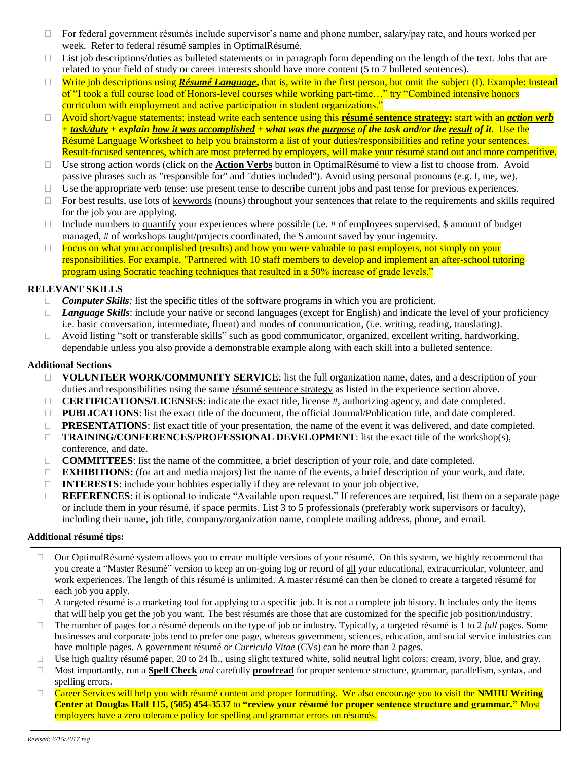- For federal government résumés include supervisor's name and phone number, salary/pay rate, and hours worked per week. Refer to federal résumé samples in OptimalRésumé.
- List job descriptions/duties as bulleted statements or in paragraph form depending on the length of the text. Jobs that are related to your field of study or career interests should have more content (5 to 7 bulleted sentences).
- Write job descriptions using ***Résumé Language***, that is, write in the first person, but omit the subject (I). Example: Instead of "I took a full course load of Honors-level courses while working part-time…" try "Combined intensive honors curriculum with employment and active participation in student organizations."
- Avoid short/vague statements; instead write each sentence using this **résumé sentence strategy:** start with an ***action verb + task/duty + explain how it was accomplished + what was the purpose of the task and/or the result of it.*** Use the Résumé Language Worksheet to help you brainstorm a list of your duties/responsibilities and refine your sentences. Result-focused sentences, which are most preferred by employers, will make your résumé stand out and more competitive.
- Use strong action words (click on the **Action Verbs** button in OptimalRésumé to view a list to choose from. Avoid passive phrases such as "responsible for" and "duties included"). Avoid using personal pronouns (e.g. I, me, we).
- Use the appropriate verb tense: use present tense to describe current jobs and past tense for previous experiences.
- For best results, use lots of keywords (nouns) throughout your sentences that relate to the requirements and skills required for the job you are applying.
- Include numbers to quantify your experiences where possible (i.e. # of employees supervised, $ amount of budget managed, # of workshops taught/projects coordinated, the $ amount saved by your ingenuity.
- Focus on what you accomplished (results) and how you were valuable to past employers, not simply on your responsibilities. For example, "Partnered with 10 staff members to develop and implement an after-school tutoring program using Socratic teaching techniques that resulted in a 50% increase of grade levels."

**RELEVANT SKILLS**

- ***Computer Skills**:* list the specific titles of the software programs in which you are proficient.
- ***Language Skills***: include your native or second languages (except for English) and indicate the level of your proficiency i.e. basic conversation, intermediate, fluent) and modes of communication, (i.e. writing, reading, translating).
- Avoid listing "soft or transferable skills" such as good communicator, organized, excellent writing, hardworking, dependable unless you also provide a demonstrable example along with each skill into a bulleted sentence.

**Additional Sections**

- **VOLUNTEER WORK/COMMUNITY SERVICE**: list the full organization name, dates, and a description of your duties and responsibilities using the same résumé sentence strategy as listed in the experience section above.
- **CERTIFICATIONS/LICENSES**: indicate the exact title, license #, authorizing agency, and date completed.
- **PUBLICATIONS**: list the exact title of the document, the official Journal/Publication title, and date completed.
- **PRESENTATIONS**: list exact title of your presentation, the name of the event it was delivered, and date completed.
- **TRAINING/CONFERENCES/PROFESSIONAL DEVELOPMENT**: list the exact title of the workshop(s), conference, and date.
- **COMMITTEES**: list the name of the committee, a brief description of your role, and date completed.
- **EXHIBITIONS:** (for art and media majors) list the name of the events, a brief description of your work, and date.
- **INTERESTS**: include your hobbies especially if they are relevant to your job objective.
- **REFERENCES**: it is optional to indicate "Available upon request." If references are required, list them on a separate page or include them in your résumé, if space permits. List 3 to 5 professionals (preferably work supervisors or faculty), including their name, job title, company/organization name, complete mailing address, phone, and email.

**Additional résumé tips:**

- Our OptimalRésumé system allows you to create multiple versions of your résumé. On this system, we highly recommend that you create a "Master Résumé" version to keep an on-going log or record of all your educational, extracurricular, volunteer, and work experiences. The length of this résumé is unlimited. A master résumé can then be cloned to create a targeted résumé for each job you apply.
- A targeted résumé is a marketing tool for applying to a specific job. It is not a complete job history. It includes only the items that will help you get the job you want. The best résumés are those that are customized for the specific job position/industry.
- The number of pages for a résumé depends on the type of job or industry. Typically, a targeted résumé is 1 to 2 *full* pages. Some businesses and corporate jobs tend to prefer one page, whereas government, sciences, education, and social service industries can have multiple pages. A government résumé or *Curricula Vitae* (CVs) can be more than 2 pages.
- Use high quality résumé paper, 20 to 24 lb., using slight textured white, solid neutral light colors: cream, ivory, blue, and gray.
- Most importantly, run a **Spell Check** *and* carefully **proofread** for proper sentence structure, grammar, parallelism, syntax, and spelling errors.
- Career Services will help you with résumé content and proper formatting. We also encourage you to visit the **NMHU Writing Center at Douglas Hall 115, (505) 454-3537** to **"review your résumé for proper sentence structure and grammar."** Most employers have a zero tolerance policy for spelling and grammar errors on résumés.

*Revised: 6/15/2017 rsg*